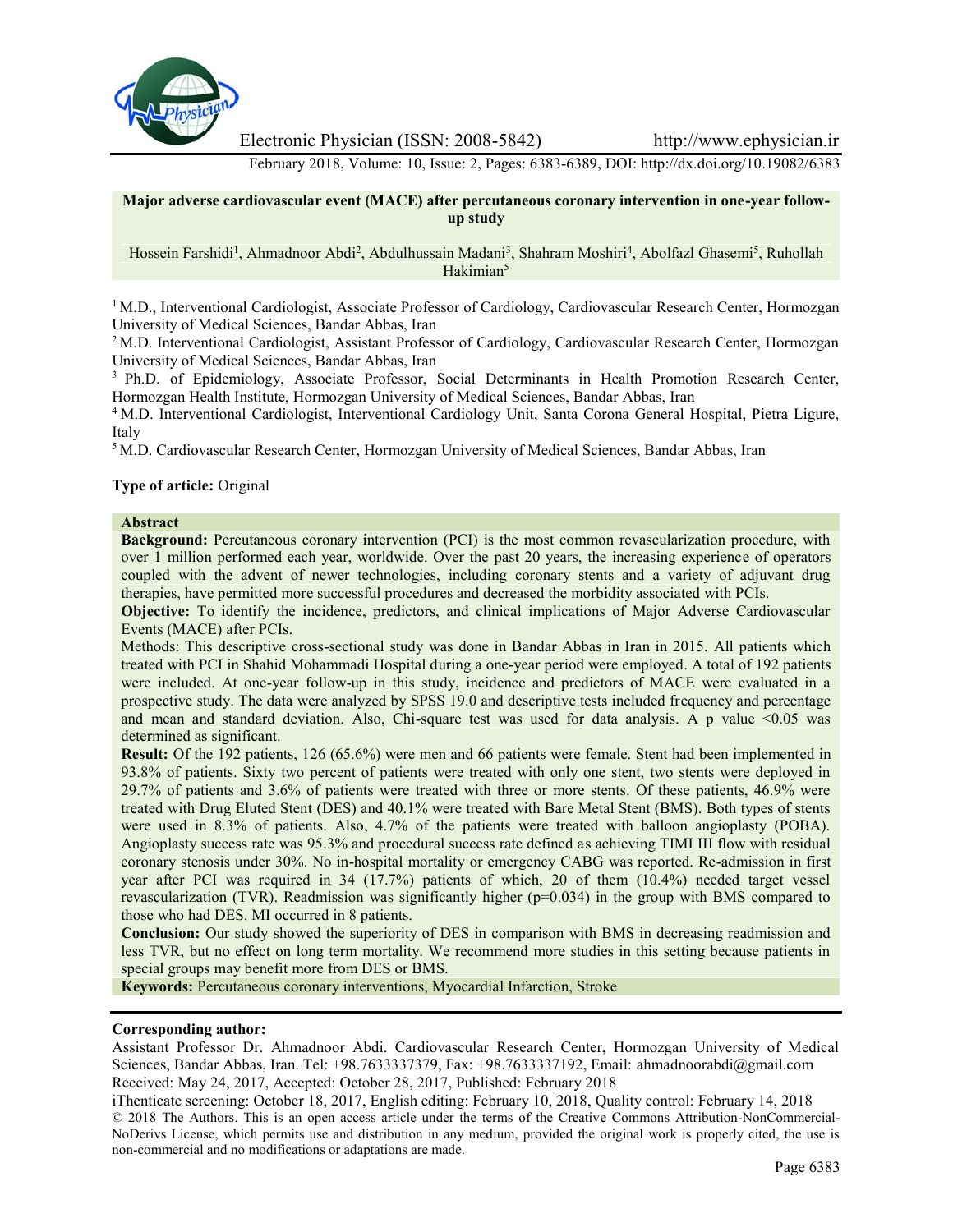# Major adverse cardiovascular event (MACE) after percutaneous coronary intervention in one-year follow-up study

Hossein Farshidi[1], Ahmadnoor Abdi[2], Abdulhussain Madani[3], Shahram Moshiri[4], Abolfazl Ghasemi[5], Ruhollah Hakimian[5]

[1] M.D., Interventional Cardiologist, Associate Professor of Cardiology, Cardiovascular Research Center, Hormozgan University of Medical Sciences, Bandar Abbas, Iran

[2] M.D. Interventional Cardiologist, Assistant Professor of Cardiology, Cardiovascular Research Center, Hormozgan University of Medical Sciences, Bandar Abbas, Iran

[3] Ph.D. of Epidemiology, Associate Professor, Social Determinants in Health Promotion Research Center, Hormozgan Health Institute, Hormozgan University of Medical Sciences, Bandar Abbas, Iran

[4] M.D. Interventional Cardiologist, Interventional Cardiology Unit, Santa Corona General Hospital, Pietra Ligure, Italy

[5] M.D. Cardiovascular Research Center, Hormozgan University of Medical Sciences, Bandar Abbas, Iran

**Type of article:** Original

## Abstract

**Background:** Percutaneous coronary intervention (PCI) is the most common revascularization procedure, with over 1 million performed each year, worldwide. Over the past 20 years, the increasing experience of operators coupled with the advent of newer technologies, including coronary stents and a variety of adjuvant drug therapies, have permitted more successful procedures and decreased the morbidity associated with PCIs.

**Objective:** To identify the incidence, predictors, and clinical implications of Major Adverse Cardiovascular Events (MACE) after PCIs.

Methods: This descriptive cross-sectional study was done in Bandar Abbas in Iran in 2015. All patients which treated with PCI in Shahid Mohammadi Hospital during a one-year period were employed. A total of 192 patients were included. At one-year follow-up in this study, incidence and predictors of MACE were evaluated in a prospective study. The data were analyzed by SPSS 19.0 and descriptive tests included frequency and percentage and mean and standard deviation. Also, Chi-square test was used for data analysis. A p value <0.05 was determined as significant.

**Result:** Of the 192 patients, 126 (65.6%) were men and 66 patients were female. Stent had been implemented in 93.8% of patients. Sixty two percent of patients were treated with only one stent, two stents were deployed in 29.7% of patients and 3.6% of patients were treated with three or more stents. Of these patients, 46.9% were treated with Drug Eluted Stent (DES) and 40.1% were treated with Bare Metal Stent (BMS). Both types of stents were used in 8.3% of patients. Also, 4.7% of the patients were treated with balloon angioplasty (POBA). Angioplasty success rate was 95.3% and procedural success rate defined as achieving TIMI III flow with residual coronary stenosis under 30%. No in-hospital mortality or emergency CABG was reported. Re-admission in first year after PCI was required in 34 (17.7%) patients of which, 20 of them (10.4%) needed target vessel revascularization (TVR). Readmission was significantly higher (p=0.034) in the group with BMS compared to those who had DES. MI occurred in 8 patients.

**Conclusion:** Our study showed the superiority of DES in comparison with BMS in decreasing readmission and less TVR, but no effect on long term mortality. We recommend more studies in this setting because patients in special groups may benefit more from DES or BMS.

**Keywords:** Percutaneous coronary interventions, Myocardial Infarction, Stroke

**Corresponding author:**

Assistant Professor Dr. Ahmadnoor Abdi. Cardiovascular Research Center, Hormozgan University of Medical Sciences, Bandar Abbas, Iran. Tel: +98.7633337379, Fax: +98.7633337192, Email: ahmadnoorabdi@gmail.com

Received: May 24, 2017, Accepted: October 28, 2017, Published: February 2018

iThenticate screening: October 18, 2017, English editing: February 10, 2018, Quality control: February 14, 2018

© 2018 The Authors. This is an open access article under the terms of the Creative Commons Attribution-NonCommercial-NoDerivs License, which permits use and distribution in any medium, provided the original work is properly cited, the use is non-commercial and no modifications or adaptations are made.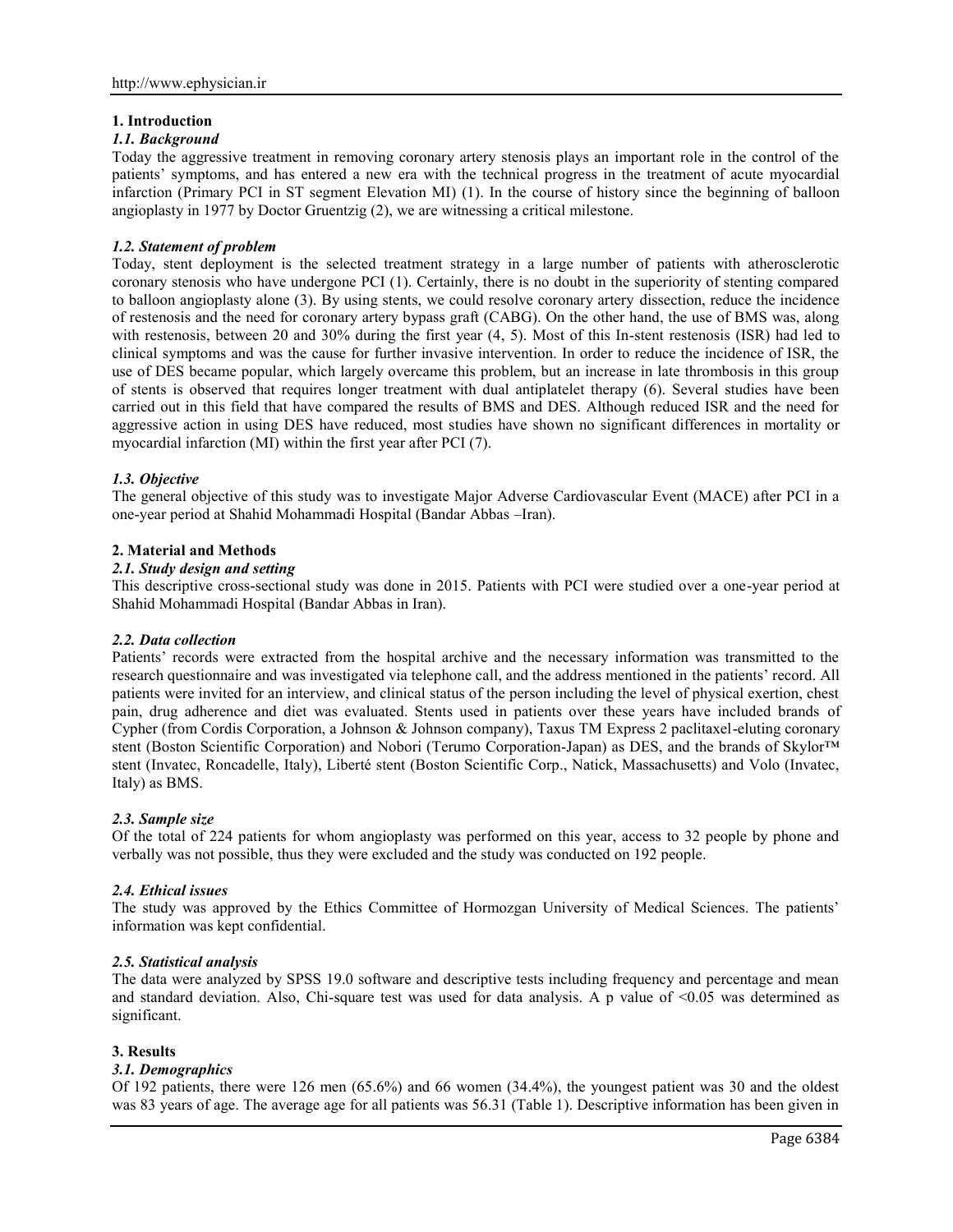## 1. Introduction

### *1.1. Background*

Today the aggressive treatment in removing coronary artery stenosis plays an important role in the control of the patients' symptoms, and has entered a new era with the technical progress in the treatment of acute myocardial infarction (Primary PCI in ST segment Elevation MI) (1). In the course of history since the beginning of balloon angioplasty in 1977 by Doctor Gruentzig (2), we are witnessing a critical milestone.

### *1.2. Statement of problem*

Today, stent deployment is the selected treatment strategy in a large number of patients with atherosclerotic coronary stenosis who have undergone PCI (1). Certainly, there is no doubt in the superiority of stenting compared to balloon angioplasty alone (3). By using stents, we could resolve coronary artery dissection, reduce the incidence of restenosis and the need for coronary artery bypass graft (CABG). On the other hand, the use of BMS was, along with restenosis, between 20 and 30% during the first year (4, 5). Most of this In-stent restenosis (ISR) had led to clinical symptoms and was the cause for further invasive intervention. In order to reduce the incidence of ISR, the use of DES became popular, which largely overcame this problem, but an increase in late thrombosis in this group of stents is observed that requires longer treatment with dual antiplatelet therapy (6). Several studies have been carried out in this field that have compared the results of BMS and DES. Although reduced ISR and the need for aggressive action in using DES have reduced, most studies have shown no significant differences in mortality or myocardial infarction (MI) within the first year after PCI (7).

### *1.3. Objective*

The general objective of this study was to investigate Major Adverse Cardiovascular Event (MACE) after PCI in a one-year period at Shahid Mohammadi Hospital (Bandar Abbas –Iran).

## 2. Material and Methods

### *2.1. Study design and setting*

This descriptive cross-sectional study was done in 2015. Patients with PCI were studied over a one-year period at Shahid Mohammadi Hospital (Bandar Abbas in Iran).

### *2.2. Data collection*

Patients' records were extracted from the hospital archive and the necessary information was transmitted to the research questionnaire and was investigated via telephone call, and the address mentioned in the patients' record. All patients were invited for an interview, and clinical status of the person including the level of physical exertion, chest pain, drug adherence and diet was evaluated. Stents used in patients over these years have included brands of Cypher (from Cordis Corporation, a Johnson & Johnson company), Taxus TM Express 2 paclitaxel-eluting coronary stent (Boston Scientific Corporation) and Nobori (Terumo Corporation-Japan) as DES, and the brands of Skylor™ stent (Invatec, Roncadelle, Italy), Liberté stent (Boston Scientific Corp., Natick, Massachusetts) and Volo (Invatec, Italy) as BMS.

### *2.3. Sample size*

Of the total of 224 patients for whom angioplasty was performed on this year, access to 32 people by phone and verbally was not possible, thus they were excluded and the study was conducted on 192 people.

### *2.4. Ethical issues*

The study was approved by the Ethics Committee of Hormozgan University of Medical Sciences. The patients' information was kept confidential.

### *2.5. Statistical analysis*

The data were analyzed by SPSS 19.0 software and descriptive tests including frequency and percentage and mean and standard deviation. Also, Chi-square test was used for data analysis. A p value of $<0.05$ was determined as significant.

## 3. Results

### *3.1. Demographics*

Of 192 patients, there were 126 men (65.6%) and 66 women (34.4%), the youngest patient was 30 and the oldest was 83 years of age. The average age for all patients was 56.31 (Table 1). Descriptive information has been given in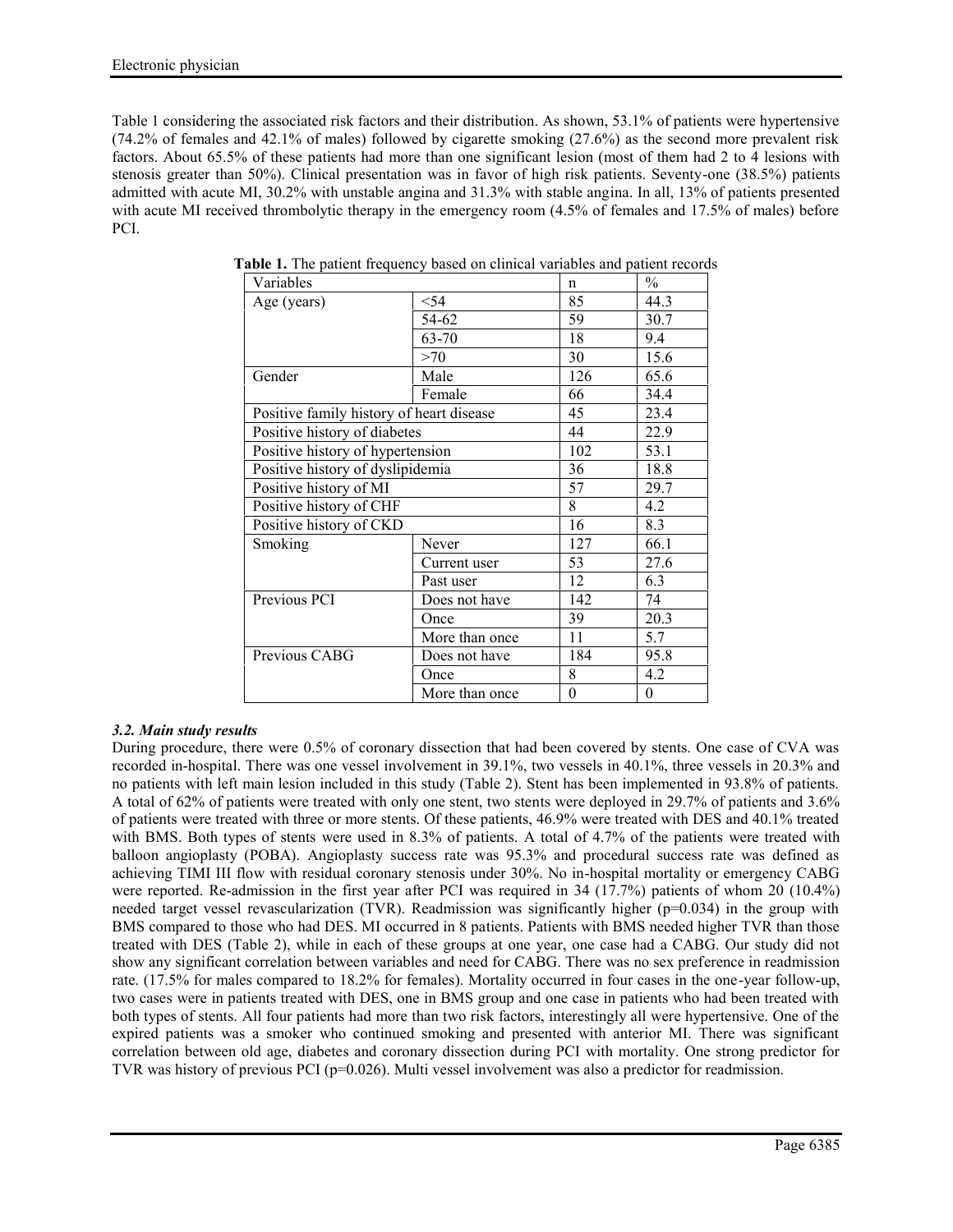Table 1 considering the associated risk factors and their distribution. As shown, 53.1% of patients were hypertensive (74.2% of females and 42.1% of males) followed by cigarette smoking (27.6%) as the second more prevalent risk factors. About 65.5% of these patients had more than one significant lesion (most of them had 2 to 4 lesions with stenosis greater than 50%). Clinical presentation was in favor of high risk patients. Seventy-one (38.5%) patients admitted with acute MI, 30.2% with unstable angina and 31.3% with stable angina. In all, 13% of patients presented with acute MI received thrombolytic therapy in the emergency room (4.5% of females and 17.5% of males) before PCI.

**Table 1.** The patient frequency based on clinical variables and patient records

| Variables | | n | % |
|---|---|---|---|
| Age (years) | <54 | 85 | 44.3 |
| | 54-62 | 59 | 30.7 |
| | 63-70 | 18 | 9.4 |
| | >70 | 30 | 15.6 |
| Gender | Male | 126 | 65.6 |
| | Female | 66 | 34.4 |
| Positive family history of heart disease | | 45 | 23.4 |
| Positive history of diabetes | | 44 | 22.9 |
| Positive history of hypertension | | 102 | 53.1 |
| Positive history of dyslipidemia | | 36 | 18.8 |
| Positive history of MI | | 57 | 29.7 |
| Positive history of CHF | | 8 | 4.2 |
| Positive history of CKD | | 16 | 8.3 |
| Smoking | Never | 127 | 66.1 |
| | Current user | 53 | 27.6 |
| | Past user | 12 | 6.3 |
| Previous PCI | Does not have | 142 | 74 |
| | Once | 39 | 20.3 |
| | More than once | 11 | 5.7 |
| Previous CABG | Does not have | 184 | 95.8 |
| | Once | 8 | 4.2 |
| | More than once | 0 | 0 |

### *3.2. Main study results*

During procedure, there were 0.5% of coronary dissection that had been covered by stents. One case of CVA was recorded in-hospital. There was one vessel involvement in 39.1%, two vessels in 40.1%, three vessels in 20.3% and no patients with left main lesion included in this study (Table 2). Stent has been implemented in 93.8% of patients. A total of 62% of patients were treated with only one stent, two stents were deployed in 29.7% of patients and 3.6% of patients were treated with three or more stents. Of these patients, 46.9% were treated with DES and 40.1% treated with BMS. Both types of stents were used in 8.3% of patients. A total of 4.7% of the patients were treated with balloon angioplasty (POBA). Angioplasty success rate was 95.3% and procedural success rate was defined as achieving TIMI III flow with residual coronary stenosis under 30%. No in-hospital mortality or emergency CABG were reported. Re-admission in the first year after PCI was required in 34 (17.7%) patients of whom 20 (10.4%) needed target vessel revascularization (TVR). Readmission was significantly higher ($p=0.034$) in the group with BMS compared to those who had DES. MI occurred in 8 patients. Patients with BMS needed higher TVR than those treated with DES (Table 2), while in each of these groups at one year, one case had a CABG. Our study did not show any significant correlation between variables and need for CABG. There was no sex preference in readmission rate. (17.5% for males compared to 18.2% for females). Mortality occurred in four cases in the one-year follow-up, two cases were in patients treated with DES, one in BMS group and one case in patients who had been treated with both types of stents. All four patients had more than two risk factors, interestingly all were hypertensive. One of the expired patients was a smoker who continued smoking and presented with anterior MI. There was significant correlation between old age, diabetes and coronary dissection during PCI with mortality. One strong predictor for TVR was history of previous PCI ($p=0.026$). Multi vessel involvement was also a predictor for readmission.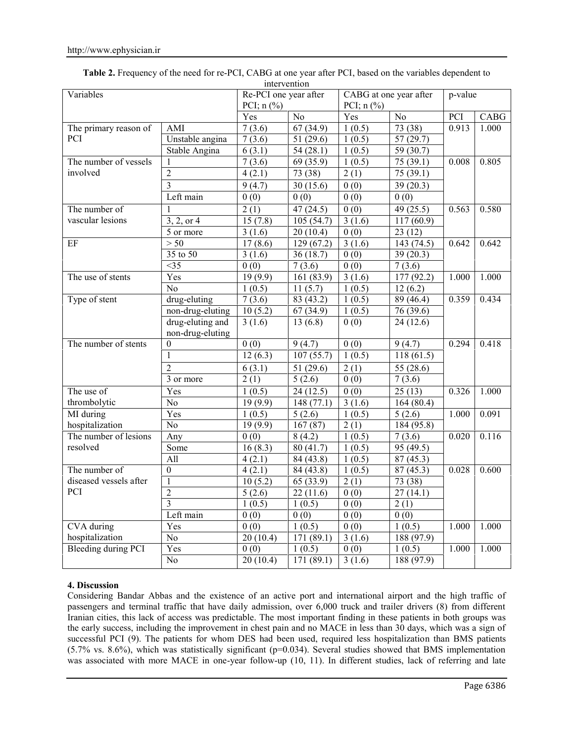**Table 2.** Frequency of the need for re-PCI, CABG at one year after PCI, based on the variables dependent to intervention

| Variables | | Re-PCI one year after PCI; n (%) | | CABG at one year after PCI; n (%) | | p-value | |
|---|---|---|---|---|---|---|---|
| | | Yes | No | Yes | No | PCI | CABG |
| The primary reason of PCI | AMI | 7 (3.6) | 67 (34.9) | 1 (0.5) | 73 (38) | 0.913 | 1.000 |
| | Unstable angina | 7 (3.6) | 51 (29.6) | 1 (0.5) | 57 (29.7) | | |
| | Stable Angina | 6 (3.1) | 54 (28.1) | 1 (0.5) | 59 (30.7) | | |
| The number of vessels involved | 1 | 7 (3.6) | 69 (35.9) | 1 (0.5) | 75 (39.1) | 0.008 | 0.805 |
| | 2 | 4 (2.1) | 73 (38) | 2 (1) | 75 (39.1) | | |
| | 3 | 9 (4.7) | 30 (15.6) | 0 (0) | 39 (20.3) | | |
| | Left main | 0 (0) | 0 (0) | 0 (0) | 0 (0) | | |
| The number of vascular lesions | 1 | 2 (1) | 47 (24.5) | 0 (0) | 49 (25.5) | 0.563 | 0.580 |
| | 3, 2, or 4 | 15 (7.8) | 105 (54.7) | 3 (1.6) | 117 (60.9) | | |
| | 5 or more | 3 (1.6) | 20 (10.4) | 0 (0) | 23 (12) | | |
| EF | > 50 | 17 (8.6) | 129 (67.2) | 3 (1.6) | 143 (74.5) | 0.642 | 0.642 |
| | 35 to 50 | 3 (1.6) | 36 (18.7) | 0 (0) | 39 (20.3) | | |
| | <35 | 0 (0) | 7 (3.6) | 0 (0) | 7 (3.6) | | |
| The use of stents | Yes | 19 (9.9) | 161 (83.9) | 3 (1.6) | 177 (92.2) | 1.000 | 1.000 |
| | No | 1 (0.5) | 11 (5.7) | 1 (0.5) | 12 (6.2) | | |
| Type of stent | drug-eluting | 7 (3.6) | 83 (43.2) | 1 (0.5) | 89 (46.4) | 0.359 | 0.434 |
| | non-drug-eluting | 10 (5.2) | 67 (34.9) | 1 (0.5) | 76 (39.6) | | |
| | drug-eluting and non-drug-eluting | 3 (1.6) | 13 (6.8) | 0 (0) | 24 (12.6) | | |
| The number of stents | 0 | 0 (0) | 9 (4.7) | 0 (0) | 9 (4.7) | 0.294 | 0.418 |
| | 1 | 12 (6.3) | 107 (55.7) | 1 (0.5) | 118 (61.5) | | |
| | 2 | 6 (3.1) | 51 (29.6) | 2 (1) | 55 (28.6) | | |
| | 3 or more | 2 (1) | 5 (2.6) | 0 (0) | 7 (3.6) | | |
| The use of thrombolytic | Yes | 1 (0.5) | 24 (12.5) | 0 (0) | 25 (13) | 0.326 | 1.000 |
| | No | 19 (9.9) | 148 (77.1) | 3 (1.6) | 164 (80.4) | | |
| MI during hospitalization | Yes | 1 (0.5) | 5 (2.6) | 1 (0.5) | 5 (2.6) | 1.000 | 0.091 |
| | No | 19 (9.9) | 167 (87) | 2 (1) | 184 (95.8) | | |
| The number of lesions resolved | Any | 0 (0) | 8 (4.2) | 1 (0.5) | 7 (3.6) | 0.020 | 0.116 |
| | Some | 16 (8.3) | 80 (41.7) | 1 (0.5) | 95 (49.5) | | |
| | All | 4 (2.1) | 84 (43.8) | 1 (0.5) | 87 (45.3) | | |
| The number of diseased vessels after PCI | 0 | 4 (2.1) | 84 (43.8) | 1 (0.5) | 87 (45.3) | 0.028 | 0.600 |
| | 1 | 10 (5.2) | 65 (33.9) | 2 (1) | 73 (38) | | |
| | 2 | 5 (2.6) | 22 (11.6) | 0 (0) | 27 (14.1) | | |
| | 3 | 1 (0.5) | 1 (0.5) | 0 (0) | 2 (1) | | |
| | Left main | 0 (0) | 0 (0) | 0 (0) | 0 (0) | | |
| CVA during hospitalization | Yes | 0 (0) | 1 (0.5) | 0 (0) | 1 (0.5) | 1.000 | 1.000 |
| | No | 20 (10.4) | 171 (89.1) | 3 (1.6) | 188 (97.9) | | |
| Bleeding during PCI | Yes | 0 (0) | 1 (0.5) | 0 (0) | 1 (0.5) | 1.000 | 1.000 |
| | No | 20 (10.4) | 171 (89.1) | 3 (1.6) | 188 (97.9) | | |

## 4. Discussion

Considering Bandar Abbas and the existence of an active port and international airport and the high traffic of passengers and terminal traffic that have daily admission, over 6,000 truck and trailer drivers (8) from different Iranian cities, this lack of access was predictable. The most important finding in these patients in both groups was the early success, including the improvement in chest pain and no MACE in less than 30 days, which was a sign of successful PCI (9). The patients for whom DES had been used, required less hospitalization than BMS patients (5.7% vs. 8.6%), which was statistically significant (p=0.034). Several studies showed that BMS implementation was associated with more MACE in one-year follow-up (10, 11). In different studies, lack of referring and late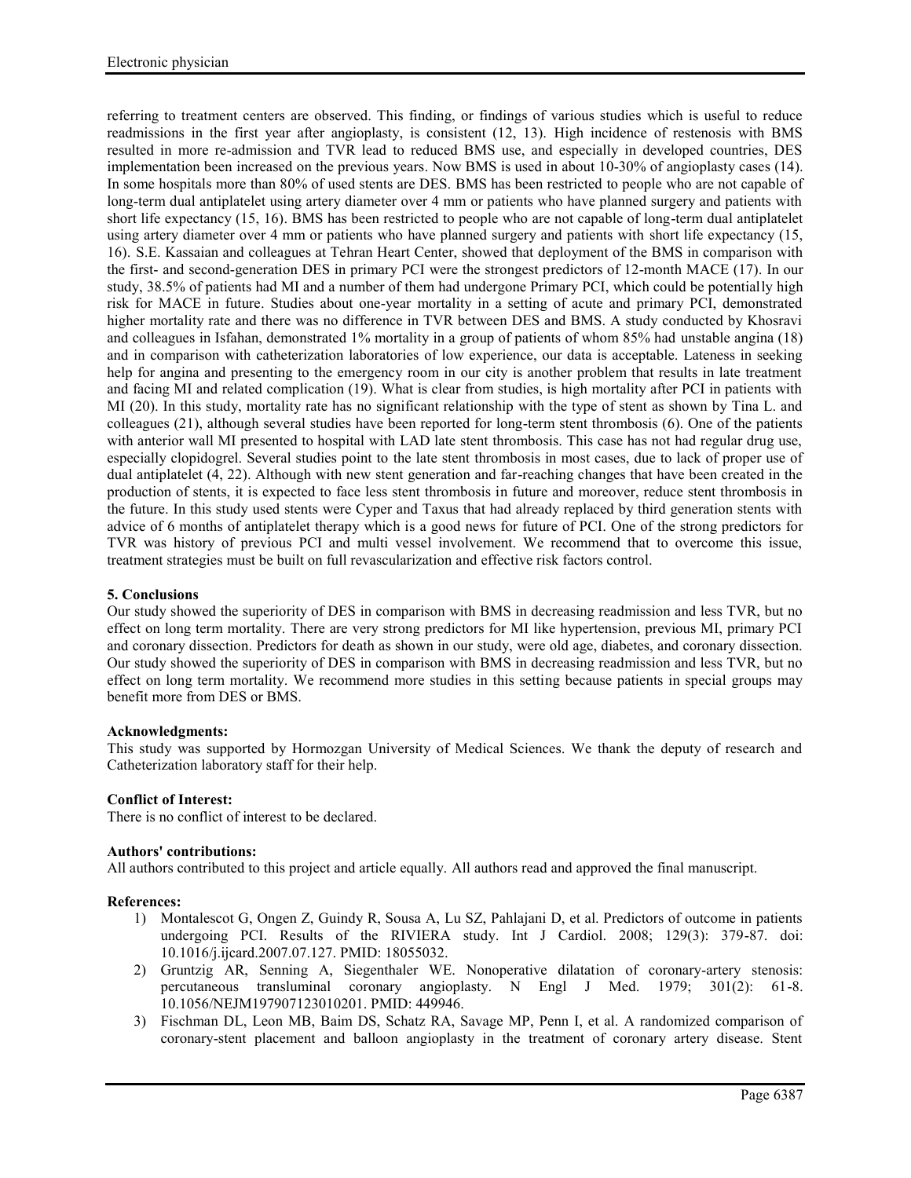referring to treatment centers are observed. This finding, or findings of various studies which is useful to reduce readmissions in the first year after angioplasty, is consistent (12, 13). High incidence of restenosis with BMS resulted in more re-admission and TVR lead to reduced BMS use, and especially in developed countries, DES implementation been increased on the previous years. Now BMS is used in about 10-30% of angioplasty cases (14). In some hospitals more than 80% of used stents are DES. BMS has been restricted to people who are not capable of long-term dual antiplatelet using artery diameter over 4 mm or patients who have planned surgery and patients with short life expectancy (15, 16). BMS has been restricted to people who are not capable of long-term dual antiplatelet using artery diameter over 4 mm or patients who have planned surgery and patients with short life expectancy (15, 16). S.E. Kassaian and colleagues at Tehran Heart Center, showed that deployment of the BMS in comparison with the first- and second-generation DES in primary PCI were the strongest predictors of 12-month MACE (17). In our study, 38.5% of patients had MI and a number of them had undergone Primary PCI, which could be potentially high risk for MACE in future. Studies about one-year mortality in a setting of acute and primary PCI, demonstrated higher mortality rate and there was no difference in TVR between DES and BMS. A study conducted by Khosravi and colleagues in Isfahan, demonstrated 1% mortality in a group of patients of whom 85% had unstable angina (18) and in comparison with catheterization laboratories of low experience, our data is acceptable. Lateness in seeking help for angina and presenting to the emergency room in our city is another problem that results in late treatment and facing MI and related complication (19). What is clear from studies, is high mortality after PCI in patients with MI (20). In this study, mortality rate has no significant relationship with the type of stent as shown by Tina L. and colleagues (21), although several studies have been reported for long-term stent thrombosis (6). One of the patients with anterior wall MI presented to hospital with LAD late stent thrombosis. This case has not had regular drug use, especially clopidogrel. Several studies point to the late stent thrombosis in most cases, due to lack of proper use of dual antiplatelet (4, 22). Although with new stent generation and far-reaching changes that have been created in the production of stents, it is expected to face less stent thrombosis in future and moreover, reduce stent thrombosis in the future. In this study used stents were Cyper and Taxus that had already replaced by third generation stents with advice of 6 months of antiplatelet therapy which is a good news for future of PCI. One of the strong predictors for TVR was history of previous PCI and multi vessel involvement. We recommend that to overcome this issue, treatment strategies must be built on full revascularization and effective risk factors control.

## 5. Conclusions

Our study showed the superiority of DES in comparison with BMS in decreasing readmission and less TVR, but no effect on long term mortality. There are very strong predictors for MI like hypertension, previous MI, primary PCI and coronary dissection. Predictors for death as shown in our study, were old age, diabetes, and coronary dissection. Our study showed the superiority of DES in comparison with BMS in decreasing readmission and less TVR, but no effect on long term mortality. We recommend more studies in this setting because patients in special groups may benefit more from DES or BMS.

**Acknowledgments:**

This study was supported by Hormozgan University of Medical Sciences. We thank the deputy of research and Catheterization laboratory staff for their help.

**Conflict of Interest:**

There is no conflict of interest to be declared.

**Authors' contributions:**

All authors contributed to this project and article equally. All authors read and approved the final manuscript.

**References:**

1) Montalescot G, Ongen Z, Guindy R, Sousa A, Lu SZ, Pahlajani D, et al. Predictors of outcome in patients undergoing PCI. Results of the RIVIERA study. Int J Cardiol. 2008; 129(3): 379-87. doi: 10.1016/j.ijcard.2007.07.127. PMID: 18055032.
2) Gruntzig AR, Senning A, Siegenthaler WE. Nonoperative dilatation of coronary-artery stenosis: percutaneous transluminal coronary angioplasty. N Engl J Med. 1979; 301(2): 61-8. 10.1056/NEJM197907123010201. PMID: 449946.
3) Fischman DL, Leon MB, Baim DS, Schatz RA, Savage MP, Penn I, et al. A randomized comparison of coronary-stent placement and balloon angioplasty in the treatment of coronary artery disease. Stent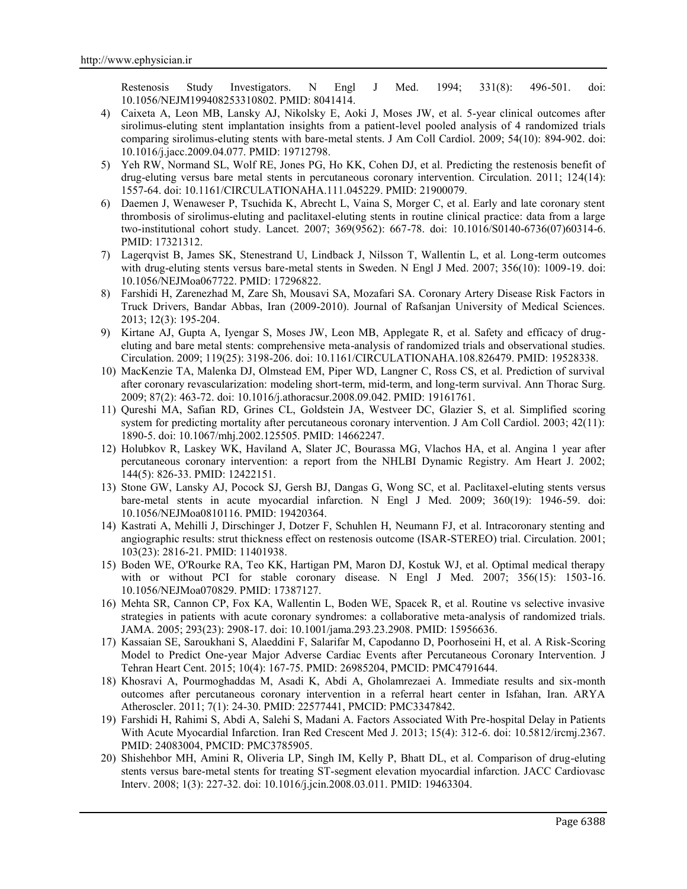Restenosis Study Investigators. N Engl J Med. 1994; 331(8): 496-501. doi: 10.1056/NEJM199408253310802. PMID: 8041414.

4) Caixeta A, Leon MB, Lansky AJ, Nikolsky E, Aoki J, Moses JW, et al. 5-year clinical outcomes after sirolimus-eluting stent implantation insights from a patient-level pooled analysis of 4 randomized trials comparing sirolimus-eluting stents with bare-metal stents. J Am Coll Cardiol. 2009; 54(10): 894-902. doi: 10.1016/j.jacc.2009.04.077. PMID: 19712798.
5) Yeh RW, Normand SL, Wolf RE, Jones PG, Ho KK, Cohen DJ, et al. Predicting the restenosis benefit of drug-eluting versus bare metal stents in percutaneous coronary intervention. Circulation. 2011; 124(14): 1557-64. doi: 10.1161/CIRCULATIONAHA.111.045229. PMID: 21900079.
6) Daemen J, Wenaweser P, Tsuchida K, Abrecht L, Vaina S, Morger C, et al. Early and late coronary stent thrombosis of sirolimus-eluting and paclitaxel-eluting stents in routine clinical practice: data from a large two-institutional cohort study. Lancet. 2007; 369(9562): 667-78. doi: 10.1016/S0140-6736(07)60314-6. PMID: 17321312.
7) Lagerqvist B, James SK, Stenestrand U, Lindback J, Nilsson T, Wallentin L, et al. Long-term outcomes with drug-eluting stents versus bare-metal stents in Sweden. N Engl J Med. 2007; 356(10): 1009-19. doi: 10.1056/NEJMoa067722. PMID: 17296822.
8) Farshidi H, Zarenezhad M, Zare Sh, Mousavi SA, Mozafari SA. Coronary Artery Disease Risk Factors in Truck Drivers, Bandar Abbas, Iran (2009-2010). Journal of Rafsanjan University of Medical Sciences. 2013; 12(3): 195-204.
9) Kirtane AJ, Gupta A, Iyengar S, Moses JW, Leon MB, Applegate R, et al. Safety and efficacy of drug-eluting and bare metal stents: comprehensive meta-analysis of randomized trials and observational studies. Circulation. 2009; 119(25): 3198-206. doi: 10.1161/CIRCULATIONAHA.108.826479. PMID: 19528338.
10) MacKenzie TA, Malenka DJ, Olmstead EM, Piper WD, Langner C, Ross CS, et al. Prediction of survival after coronary revascularization: modeling short-term, mid-term, and long-term survival. Ann Thorac Surg. 2009; 87(2): 463-72. doi: 10.1016/j.athoracsur.2008.09.042. PMID: 19161761.
11) Qureshi MA, Safian RD, Grines CL, Goldstein JA, Westveer DC, Glazier S, et al. Simplified scoring system for predicting mortality after percutaneous coronary intervention. J Am Coll Cardiol. 2003; 42(11): 1890-5. doi: 10.1067/mhj.2002.125505. PMID: 14662247.
12) Holubkov R, Laskey WK, Haviland A, Slater JC, Bourassa MG, Vlachos HA, et al. Angina 1 year after percutaneous coronary intervention: a report from the NHLBI Dynamic Registry. Am Heart J. 2002; 144(5): 826-33. PMID: 12422151.
13) Stone GW, Lansky AJ, Pocock SJ, Gersh BJ, Dangas G, Wong SC, et al. Paclitaxel-eluting stents versus bare-metal stents in acute myocardial infarction. N Engl J Med. 2009; 360(19): 1946-59. doi: 10.1056/NEJMoa0810116. PMID: 19420364.
14) Kastrati A, Mehilli J, Dirschinger J, Dotzer F, Schuhlen H, Neumann FJ, et al. Intracoronary stenting and angiographic results: strut thickness effect on restenosis outcome (ISAR-STEREO) trial. Circulation. 2001; 103(23): 2816-21. PMID: 11401938.
15) Boden WE, O'Rourke RA, Teo KK, Hartigan PM, Maron DJ, Kostuk WJ, et al. Optimal medical therapy with or without PCI for stable coronary disease. N Engl J Med. 2007; 356(15): 1503-16. 10.1056/NEJMoa070829. PMID: 17387127.
16) Mehta SR, Cannon CP, Fox KA, Wallentin L, Boden WE, Spacek R, et al. Routine vs selective invasive strategies in patients with acute coronary syndromes: a collaborative meta-analysis of randomized trials. JAMA. 2005; 293(23): 2908-17. doi: 10.1001/jama.293.23.2908. PMID: 15956636.
17) Kassaian SE, Saroukhani S, Alaeddini F, Salarifar M, Capodanno D, Poorhoseini H, et al. A Risk-Scoring Model to Predict One-year Major Adverse Cardiac Events after Percutaneous Coronary Intervention. J Tehran Heart Cent. 2015; 10(4): 167-75. PMID: 26985204, PMCID: PMC4791644.
18) Khosravi A, Pourmoghaddas M, Asadi K, Abdi A, Gholamrezaei A. Immediate results and six-month outcomes after percutaneous coronary intervention in a referral heart center in Isfahan, Iran. ARYA Atheroscler. 2011; 7(1): 24-30. PMID: 22577441, PMCID: PMC3347842.
19) Farshidi H, Rahimi S, Abdi A, Salehi S, Madani A. Factors Associated With Pre-hospital Delay in Patients With Acute Myocardial Infarction. Iran Red Crescent Med J. 2013; 15(4): 312-6. doi: 10.5812/ircmj.2367. PMID: 24083004, PMCID: PMC3785905.
20) Shishehbor MH, Amini R, Oliveria LP, Singh IM, Kelly P, Bhatt DL, et al. Comparison of drug-eluting stents versus bare-metal stents for treating ST-segment elevation myocardial infarction. JACC Cardiovasc Interv. 2008; 1(3): 227-32. doi: 10.1016/j.jcin.2008.03.011. PMID: 19463304.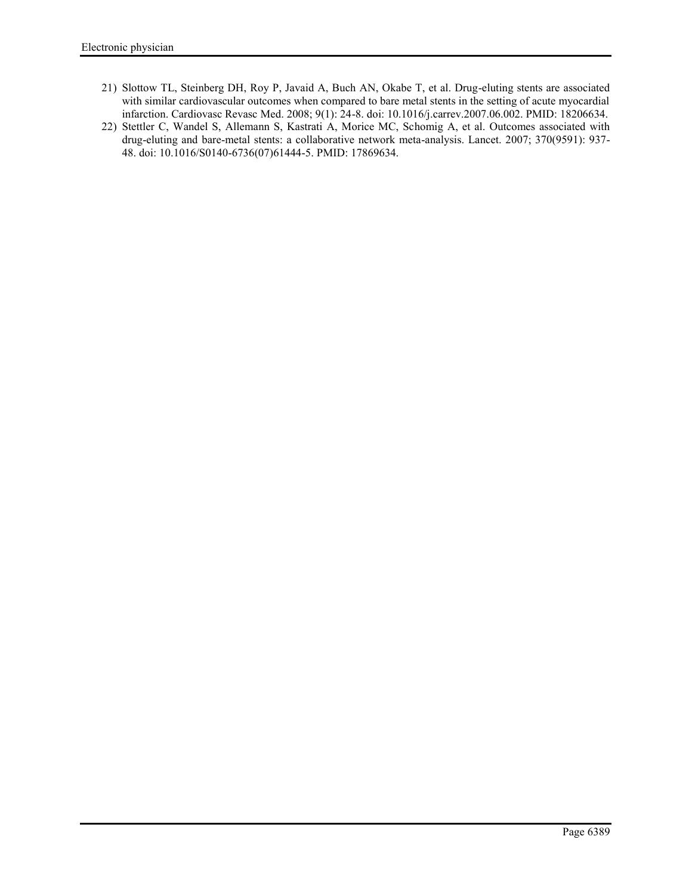21) Slottow TL, Steinberg DH, Roy P, Javaid A, Buch AN, Okabe T, et al. Drug-eluting stents are associated with similar cardiovascular outcomes when compared to bare metal stents in the setting of acute myocardial infarction. Cardiovasc Revasc Med. 2008; 9(1): 24-8. doi: 10.1016/j.carrev.2007.06.002. PMID: 18206634.
22) Stettler C, Wandel S, Allemann S, Kastrati A, Morice MC, Schomig A, et al. Outcomes associated with drug-eluting and bare-metal stents: a collaborative network meta-analysis. Lancet. 2007; 370(9591): 937-48. doi: 10.1016/S0140-6736(07)61444-5. PMID: 17869634.